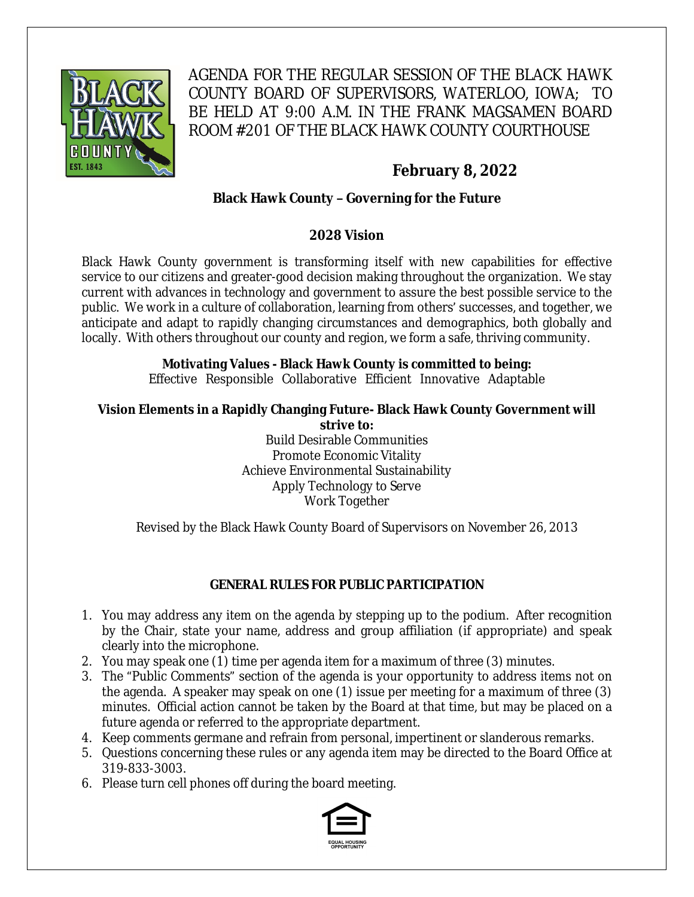AGENDA FOR THE REGULAR SESSION OF THE BLACK HAWK COUNTY BOARD OF SUPERVISORS, WATERLOO, IOWA; TO BE HELD AT 9:00 A.M. IN THE FRANK MAGSAMEN BOARD ROOM #201 OF THE BLACK HAWK COUNTY COURTHOUSE

**February 8, 2022**

**Black Hawk County – Governing for the Future**

**2028 Vision**

Black Hawk County government is transforming itself with new capabilities for effective service to our citizens and greater-good decision making throughout the organization. We stay current with advances in technology and government to assure the best possible service to the public. We work in a culture of collaboration, learning from others' successes, and together, we anticipate and adapt to rapidly changing circumstances and demographics, both globally and locally. With others throughout our county and region, we form a safe, thriving community.

**Motivating Values - Black Hawk County is committed to being:**
Effective Responsible Collaborative Efficient Innovative Adaptable

**Vision Elements in a Rapidly Changing Future- Black Hawk County Government will strive to:**

Build Desirable Communities
Promote Economic Vitality
Achieve Environmental Sustainability
Apply Technology to Serve
Work Together

Revised by the Black Hawk County Board of Supervisors on November 26, 2013

**GENERAL RULES FOR PUBLIC PARTICIPATION**

1. You may address any item on the agenda by stepping up to the podium. After recognition by the Chair, state your name, address and group affiliation (if appropriate) and speak clearly into the microphone.
2. You may speak one (1) time per agenda item for a maximum of three (3) minutes.
3. The "Public Comments" section of the agenda is your opportunity to address items not on the agenda. A speaker may speak on one (1) issue per meeting for a maximum of three (3) minutes. Official action cannot be taken by the Board at that time, but may be placed on a future agenda or referred to the appropriate department.
4. Keep comments germane and refrain from personal, impertinent or slanderous remarks.
5. Questions concerning these rules or any agenda item may be directed to the Board Office at 319-833-3003.
6. Please turn cell phones off during the board meeting.

EQUAL HOUSING OPPORTUNITY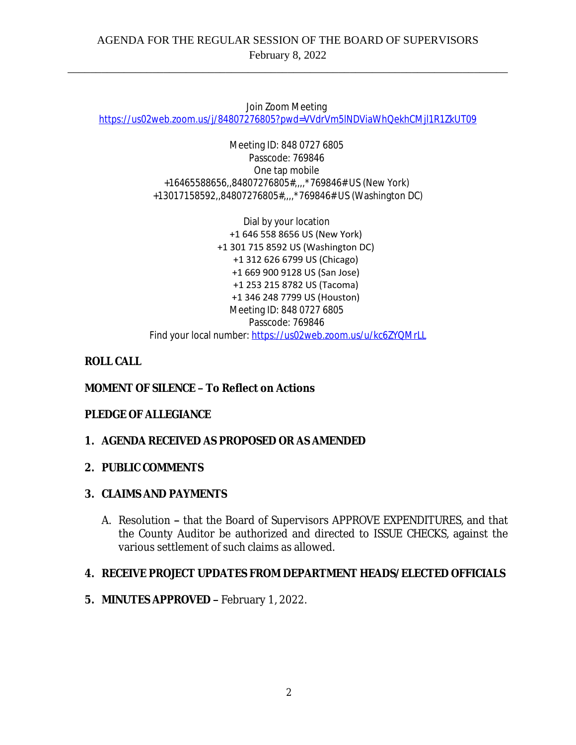Join Zoom Meeting
https://us02web.zoom.us/j/84807276805?pwd=VVdrVm5lNDViaWhQekhCMjl1R1ZkUT09

Meeting ID: 848 0727 6805
Passcode: 769846
One tap mobile
+16465588656,,84807276805#,,,,*769846# US (New York)
+13017158592,,84807276805#,,,,*769846# US (Washington DC)

Dial by your location
+1 646 558 8656 US (New York)
+1 301 715 8592 US (Washington DC)
+1 312 626 6799 US (Chicago)
+1 669 900 9128 US (San Jose)
+1 253 215 8782 US (Tacoma)
+1 346 248 7799 US (Houston)
Meeting ID: 848 0727 6805
Passcode: 769846
Find your local number: https://us02web.zoom.us/u/kc6ZYQMrLL

**ROLL CALL**

**MOMENT OF SILENCE – To Reflect on Actions**

**PLEDGE OF ALLEGIANCE**

1. **AGENDA RECEIVED AS PROPOSED OR AS AMENDED**

2. **PUBLIC COMMENTS**

3. **CLAIMS AND PAYMENTS**

   A. Resolution **–** that the Board of Supervisors APPROVE EXPENDITURES, and that the County Auditor be authorized and directed to ISSUE CHECKS, against the various settlement of such claims as allowed.

4. **RECEIVE PROJECT UPDATES FROM DEPARTMENT HEADS/ ELECTED OFFICIALS**

5. **MINUTES APPROVED –** February 1, 2022.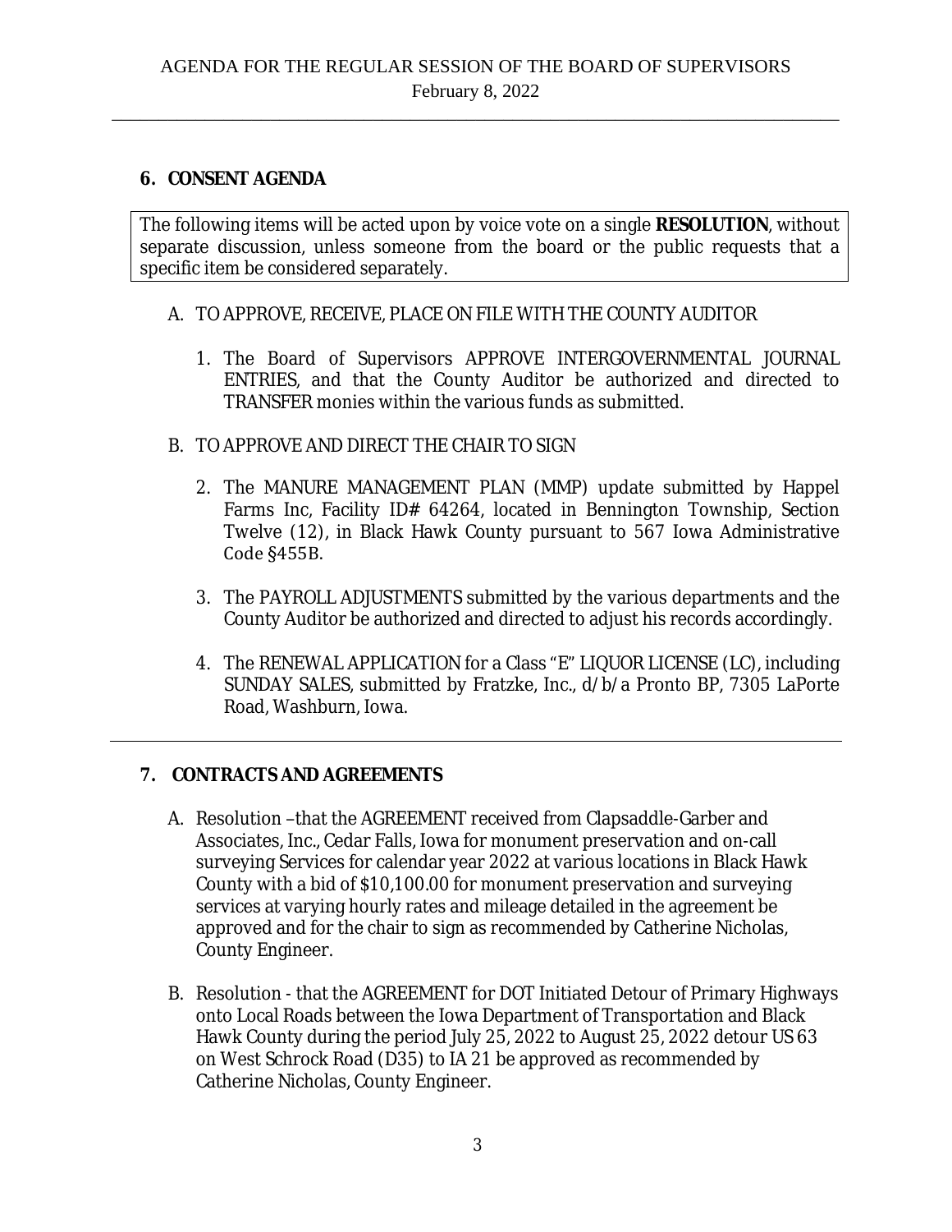## 6. CONSENT AGENDA

The following items will be acted upon by voice vote on a single **RESOLUTION**, without separate discussion, unless someone from the board or the public requests that a specific item be considered separately.

A. TO APPROVE, RECEIVE, PLACE ON FILE WITH THE COUNTY AUDITOR

1. The Board of Supervisors APPROVE INTERGOVERNMENTAL JOURNAL ENTRIES, and that the County Auditor be authorized and directed to TRANSFER monies within the various funds as submitted.

B. TO APPROVE AND DIRECT THE CHAIR TO SIGN

2. The MANURE MANAGEMENT PLAN (MMP) update submitted by Happel Farms Inc, Facility ID# 64264, located in Bennington Township, Section Twelve (12), in Black Hawk County pursuant to 567 Iowa Administrative Code §455B.

3. The PAYROLL ADJUSTMENTS submitted by the various departments and the County Auditor be authorized and directed to adjust his records accordingly.

4. The RENEWAL APPLICATION for a Class "E" LIQUOR LICENSE (LC), including SUNDAY SALES, submitted by Fratzke, Inc., d/b/a Pronto BP, 7305 LaPorte Road, Washburn, Iowa.

---

## 7. CONTRACTS AND AGREEMENTS

A. Resolution –that the AGREEMENT received from Clapsaddle-Garber and Associates, Inc., Cedar Falls, Iowa for monument preservation and on-call surveying Services for calendar year 2022 at various locations in Black Hawk County with a bid of $10,100.00 for monument preservation and surveying services at varying hourly rates and mileage detailed in the agreement be approved and for the chair to sign as recommended by Catherine Nicholas, County Engineer.

B. Resolution - that the AGREEMENT for DOT Initiated Detour of Primary Highways onto Local Roads between the Iowa Department of Transportation and Black Hawk County during the period July 25, 2022 to August 25, 2022 detour US 63 on West Schrock Road (D35) to IA 21 be approved as recommended by Catherine Nicholas, County Engineer.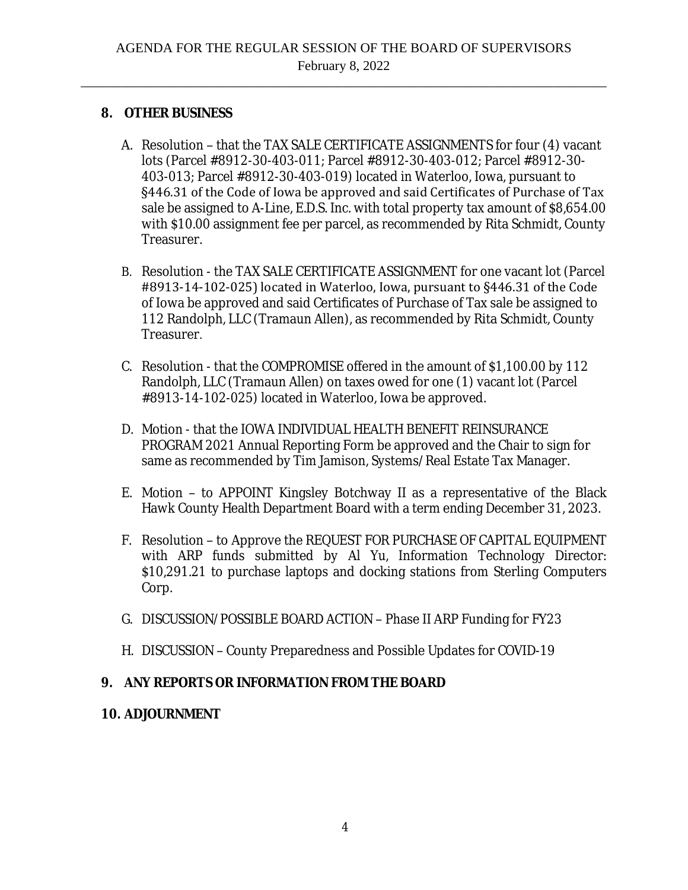## 8. OTHER BUSINESS

A. Resolution – that the TAX SALE CERTIFICATE ASSIGNMENTS for four (4) vacant lots (Parcel #8912-30-403-011; Parcel #8912-30-403-012; Parcel #8912-30-403-013; Parcel #8912-30-403-019) located in Waterloo, Iowa, pursuant to §446.31 of the Code of Iowa be approved and said Certificates of Purchase of Tax sale be assigned to A-Line, E.D.S. Inc. with total property tax amount of $8,654.00 with $10.00 assignment fee per parcel, as recommended by Rita Schmidt, County Treasurer.

B. Resolution - the TAX SALE CERTIFICATE ASSIGNMENT for one vacant lot (Parcel #8913-14-102-025) located in Waterloo, Iowa, pursuant to §446.31 of the Code of Iowa be approved and said Certificates of Purchase of Tax sale be assigned to 112 Randolph, LLC (Tramaun Allen), as recommended by Rita Schmidt, County Treasurer.

C. Resolution - that the COMPROMISE offered in the amount of $1,100.00 by 112 Randolph, LLC (Tramaun Allen) on taxes owed for one (1) vacant lot (Parcel #8913-14-102-025) located in Waterloo, Iowa be approved.

D. Motion - that the IOWA INDIVIDUAL HEALTH BENEFIT REINSURANCE PROGRAM 2021 Annual Reporting Form be approved and the Chair to sign for same as recommended by Tim Jamison, Systems/Real Estate Tax Manager.

E. Motion – to APPOINT Kingsley Botchway II as a representative of the Black Hawk County Health Department Board with a term ending December 31, 2023.

F. Resolution – to Approve the REQUEST FOR PURCHASE OF CAPITAL EQUIPMENT with ARP funds submitted by Al Yu, Information Technology Director: $10,291.21 to purchase laptops and docking stations from Sterling Computers Corp.

G. DISCUSSION/POSSIBLE BOARD ACTION – Phase II ARP Funding for FY23

H. DISCUSSION – County Preparedness and Possible Updates for COVID-19

## 9. ANY REPORTS OR INFORMATION FROM THE BOARD

## 10. ADJOURNMENT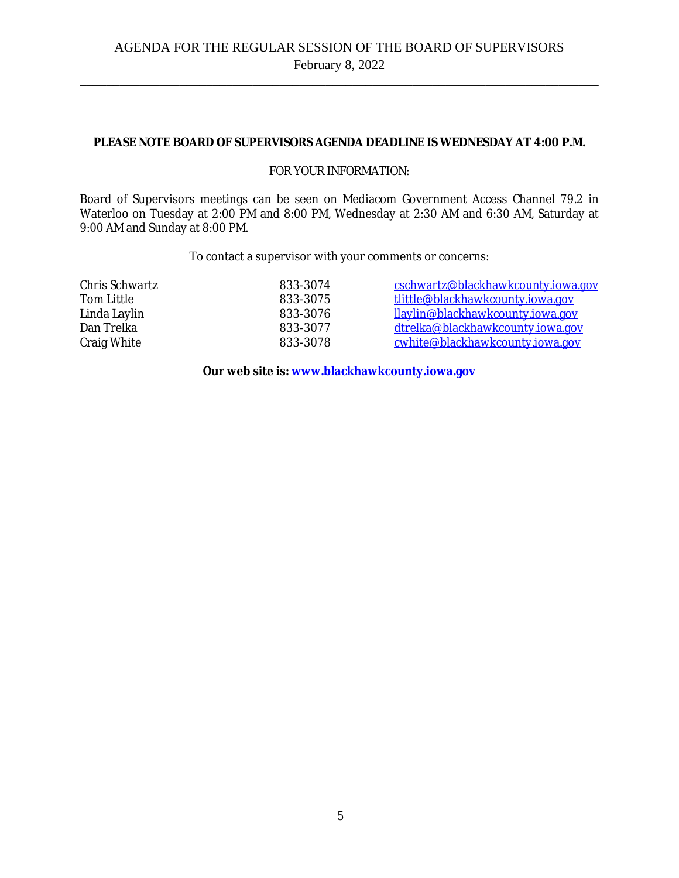**PLEASE NOTE BOARD OF SUPERVISORS AGENDA DEADLINE IS WEDNESDAY AT 4:00 P.M.**

FOR YOUR INFORMATION:

Board of Supervisors meetings can be seen on Mediacom Government Access Channel 79.2 in Waterloo on Tuesday at 2:00 PM and 8:00 PM, Wednesday at 2:30 AM and 6:30 AM, Saturday at 9:00 AM and Sunday at 8:00 PM.

To contact a supervisor with your comments or concerns:

| | | |
|---|---|---|
| Chris Schwartz | 833-3074 | cschwartz@blackhawkcounty.iowa.gov |
| Tom Little | 833-3075 | tlittle@blackhawkcounty.iowa.gov |
| Linda Laylin | 833-3076 | llaylin@blackhawkcounty.iowa.gov |
| Dan Trelka | 833-3077 | dtrelka@blackhawkcounty.iowa.gov |
| Craig White | 833-3078 | cwhite@blackhawkcounty.iowa.gov |

**Our web site is: www.blackhawkcounty.iowa.gov**